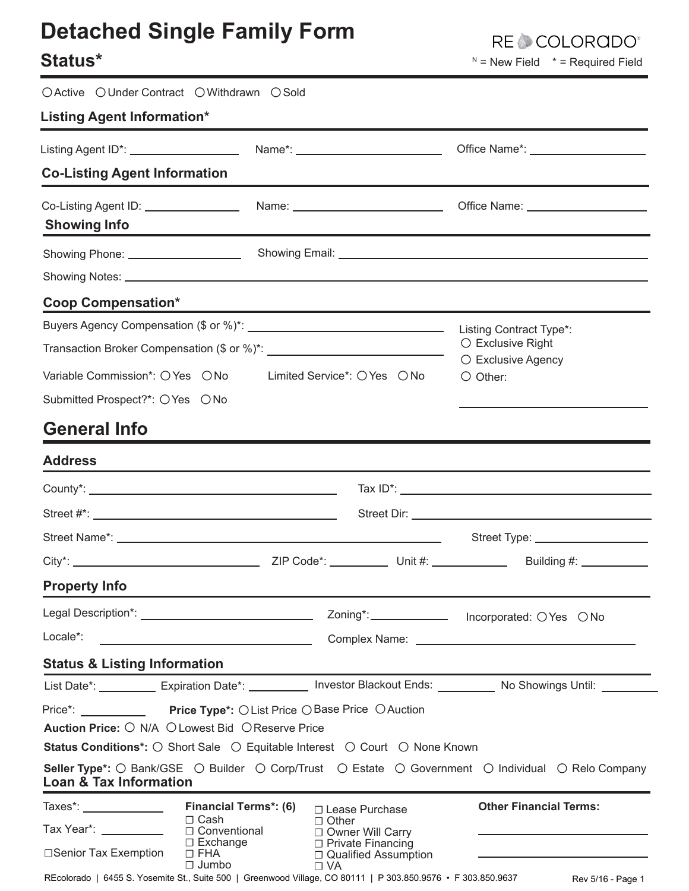# Detached Single Family Form

RE COLORADO

## Status*

N = New Field * = Required Field

○ Active ○ Under Contract ○ Withdrawn ○ Sold

### Listing Agent Information*

Listing Agent ID*: ______ Name*: ______ Office Name*: ______

### Co-Listing Agent Information

Co-Listing Agent ID: ______ Name: ______ Office Name: ______

### Showing Info

Showing Phone: ______ Showing Email: ______

Showing Notes: ______

### Coop Compensation*

Buyers Agency Compensation ($ or %)*: ______

Transaction Broker Compensation ($ or %)*: ______

Variable Commission*: ○ Yes ○ No Limited Service*: ○ Yes ○ No

Submitted Prospect?*: ○ Yes ○ No

Listing Contract Type*:
○ Exclusive Right
○ Exclusive Agency
○ Other: ______

## General Info

### Address

County*: ______ Tax ID*: ______

Street #*: ______ Street Dir: ______

Street Name*: ______ Street Type: ______

City*: ______ ZIP Code*: ______ Unit #: ______ Building #: ______

### Property Info

Legal Description*: ______ Zoning*: ______ Incorporated: ○ Yes ○ No

Locale*: ______ Complex Name: ______

### Status & Listing Information

List Date*: ______ Expiration Date*: ______ Investor Blackout Ends: ______ No Showings Until: ______

Price*: ______ **Price Type*:** ○ List Price ○ Base Price ○ Auction

**Auction Price:** ○ N/A ○ Lowest Bid ○ Reserve Price

**Status Conditions*:** ○ Short Sale ○ Equitable Interest ○ Court ○ None Known

**Seller Type*:** ○ Bank/GSE ○ Builder ○ Corp/Trust ○ Estate ○ Government ○ Individual ○ Relo Company

### Loan & Tax Information

Taxes*: ______

Tax Year*: ______

☐ Senior Tax Exemption

**Financial Terms*: (6)**
☐ Cash
☐ Conventional
☐ Exchange
☐ FHA
☐ Jumbo
☐ Lease Purchase
☐ Other
☐ Owner Will Carry
☐ Private Financing
☐ Qualified Assumption
☐ VA

**Other Financial Terms:**
______
______

REcolorado | 6455 S. Yosemite St., Suite 500 | Greenwood Village, CO 80111 | P 303.850.9576 • F 303.850.9637

Rev 5/16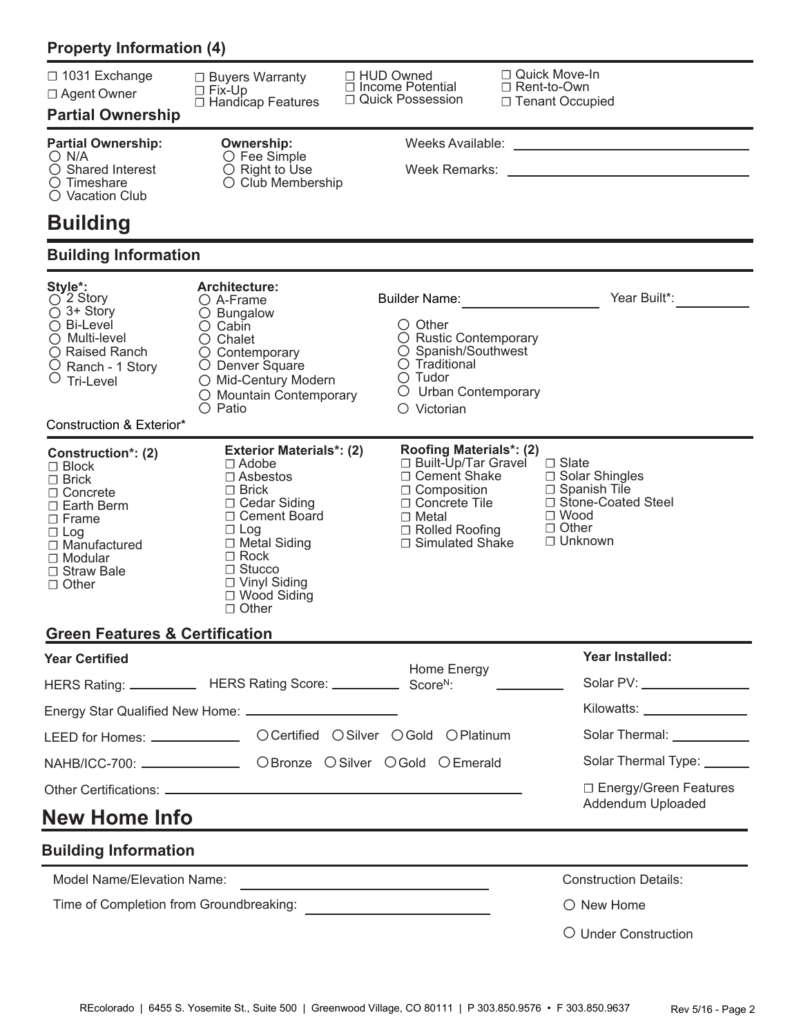## Property Information (4)

- ☐ 1031 Exchange
- ☐ Agent Owner
- ☐ Buyers Warranty
- ☐ Fix-Up
- ☐ Handicap Features
- ☐ HUD Owned
- ☐ Income Potential
- ☐ Quick Possession
- ☐ Quick Move-In
- ☐ Rent-to-Own
- ☐ Tenant Occupied

## Partial Ownership

**Partial Ownership:**
- ○ N/A
- ○ Shared Interest
- ○ Timeshare
- ○ Vacation Club

**Ownership:**
- ○ Fee Simple
- ○ Right to Use
- ○ Club Membership

Weeks Available: ____________________

Week Remarks: ____________________

# Building

## Building Information

**Style*:**
- ○ 2 Story
- ○ 3+ Story
- ○ Bi-Level
- ○ Multi-level
- ○ Raised Ranch
- ○ Ranch - 1 Story
- ○ Tri-Level

**Architecture:**
- ○ A-Frame
- ○ Bungalow
- ○ Cabin
- ○ Chalet
- ○ Contemporary
- ○ Denver Square
- ○ Mid-Century Modern
- ○ Mountain Contemporary
- ○ Patio
- ○ Other
- ○ Rustic Contemporary
- ○ Spanish/Southwest
- ○ Traditional
- ○ Tudor
- ○ Urban Contemporary
- ○ Victorian

Builder Name: ____________________ Year Built*: __________

Construction & Exterior*

**Construction*: (2)**
- ☐ Block
- ☐ Brick
- ☐ Concrete
- ☐ Earth Berm
- ☐ Frame
- ☐ Log
- ☐ Manufactured
- ☐ Modular
- ☐ Straw Bale
- ☐ Other

**Exterior Materials*: (2)**
- ☐ Adobe
- ☐ Asbestos
- ☐ Brick
- ☐ Cedar Siding
- ☐ Cement Board
- ☐ Log
- ☐ Metal Siding
- ☐ Rock
- ☐ Stucco
- ☐ Vinyl Siding
- ☐ Wood Siding
- ☐ Other

**Roofing Materials*: (2)**
- ☐ Built-Up/Tar Gravel
- ☐ Cement Shake
- ☐ Composition
- ☐ Concrete Tile
- ☐ Metal
- ☐ Rolled Roofing
- ☐ Simulated Shake
- ☐ Slate
- ☐ Solar Shingles
- ☐ Spanish Tile
- ☐ Stone-Coated Steel
- ☐ Wood
- ☐ Other
- ☐ Unknown

## Green Features & Certification

**Year Certified**

HERS Rating: __________ HERS Rating Score: __________ Home Energy Score[N]: __________

Energy Star Qualified New Home: ____________________

LEED for Homes: __________ ○ Certified ○ Silver ○ Gold ○ Platinum

NAHB/ICC-700: __________ ○ Bronze ○ Silver ○ Gold ○ Emerald

Other Certifications: ____________________

**Year Installed:**

Solar PV: __________

Kilowatts: __________

Solar Thermal: __________

Solar Thermal Type: __________

☐ Energy/Green Features Addendum Uploaded

# New Home Info

## Building Information

Model Name/Elevation Name: ____________________

Time of Completion from Groundbreaking: ____________________

Construction Details:
- ○ New Home
- ○ Under Construction

REcolorado | 6455 S. Yosemite St., Suite 500 | Greenwood Village, CO 80111 | P 303.850.9576 • F 303.850.9637 Rev 5/16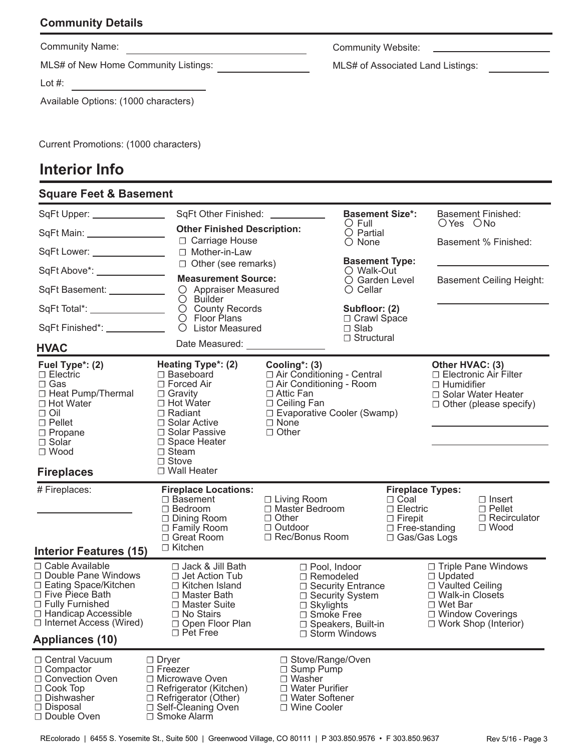### Community Details

Community Name: ____________________ Community Website: ____________________

MLS# of New Home Community Listings: ____________ MLS# of Associated Land Listings: ____________

Lot #: ____________

Available Options: (1000 characters)

Current Promotions: (1000 characters)

## Interior Info

### Square Feet & Basement

SqFt Upper: ____________

SqFt Main: ____________

SqFt Lower: ____________

SqFt Above*: ____________

SqFt Basement: ____________

SqFt Total*: ____________

SqFt Finished*: ____________

SqFt Other Finished: ____________

**Other Finished Description:**
- ☐ Carriage House
- ☐ Mother-in-Law
- ☐ Other (see remarks)

**Measurement Source:**
- ○ Appraiser Measured
- ○ Builder
- ○ County Records
- ○ Floor Plans
- ○ Listor Measured

Date Measured: ____________

**Basement Size*:**
- ○ Full
- ○ Partial
- ○ None

**Basement Type:**
- ○ Walk-Out
- ○ Garden Level
- ○ Cellar

**Subfloor: (2)**
- ☐ Crawl Space
- ☐ Slab
- ☐ Structural

Basement Finished: ○ Yes ○ No

Basement % Finished: ____________

Basement Ceiling Height: ____________

### HVAC

**Fuel Type*: (2)**
- ☐ Electric
- ☐ Gas
- ☐ Heat Pump/Thermal
- ☐ Hot Water
- ☐ Oil
- ☐ Pellet
- ☐ Propane
- ☐ Solar
- ☐ Wood

**Heating Type*: (2)**
- ☐ Baseboard
- ☐ Forced Air
- ☐ Gravity
- ☐ Hot Water
- ☐ Radiant
- ☐ Solar Active
- ☐ Solar Passive
- ☐ Space Heater
- ☐ Steam
- ☐ Stove
- ☐ Wall Heater

**Cooling*: (3)**
- ☐ Air Conditioning - Central
- ☐ Air Conditioning - Room
- ☐ Attic Fan
- ☐ Ceiling Fan
- ☐ Evaporative Cooler (Swamp)
- ☐ None
- ☐ Other

**Other HVAC: (3)**
- ☐ Electronic Air Filter
- ☐ Humidifier
- ☐ Solar Water Heater
- ☐ Other (please specify) ____________

### Fireplaces

# Fireplaces: ____________

**Fireplace Locations:**
- ☐ Basement
- ☐ Bedroom
- ☐ Dining Room
- ☐ Family Room
- ☐ Great Room
- ☐ Kitchen
- ☐ Living Room
- ☐ Master Bedroom
- ☐ Other
- ☐ Outdoor
- ☐ Rec/Bonus Room

**Fireplace Types:**
- ☐ Coal
- ☐ Electric
- ☐ Firepit
- ☐ Free-standing
- ☐ Gas/Gas Logs
- ☐ Insert
- ☐ Pellet
- ☐ Recirculator
- ☐ Wood

### Interior Features (15)

- ☐ Cable Available
- ☐ Double Pane Windows
- ☐ Eating Space/Kitchen
- ☐ Five Piece Bath
- ☐ Fully Furnished
- ☐ Handicap Accessible
- ☐ Internet Access (Wired)
- ☐ Jack & Jill Bath
- ☐ Jet Action Tub
- ☐ Kitchen Island
- ☐ Master Bath
- ☐ Master Suite
- ☐ No Stairs
- ☐ Open Floor Plan
- ☐ Pet Free
- ☐ Pool, Indoor
- ☐ Remodeled
- ☐ Security Entrance
- ☐ Security System
- ☐ Skylights
- ☐ Smoke Free
- ☐ Speakers, Built-in
- ☐ Storm Windows
- ☐ Triple Pane Windows
- ☐ Updated
- ☐ Vaulted Ceiling
- ☐ Walk-in Closets
- ☐ Wet Bar
- ☐ Window Coverings
- ☐ Work Shop (Interior)

### Appliances (10)

- ☐ Central Vacuum
- ☐ Compactor
- ☐ Convection Oven
- ☐ Cook Top
- ☐ Dishwasher
- ☐ Disposal
- ☐ Double Oven
- ☐ Dryer
- ☐ Freezer
- ☐ Microwave Oven
- ☐ Refrigerator (Kitchen)
- ☐ Refrigerator (Other)
- ☐ Self-Cleaning Oven
- ☐ Smoke Alarm
- ☐ Stove/Range/Oven
- ☐ Sump Pump
- ☐ Washer
- ☐ Water Purifier
- ☐ Water Softener
- ☐ Wine Cooler

REcolorado | 6455 S. Yosemite St., Suite 500 | Greenwood Village, CO 80111 | P 303.850.9576 • F 303.850.9637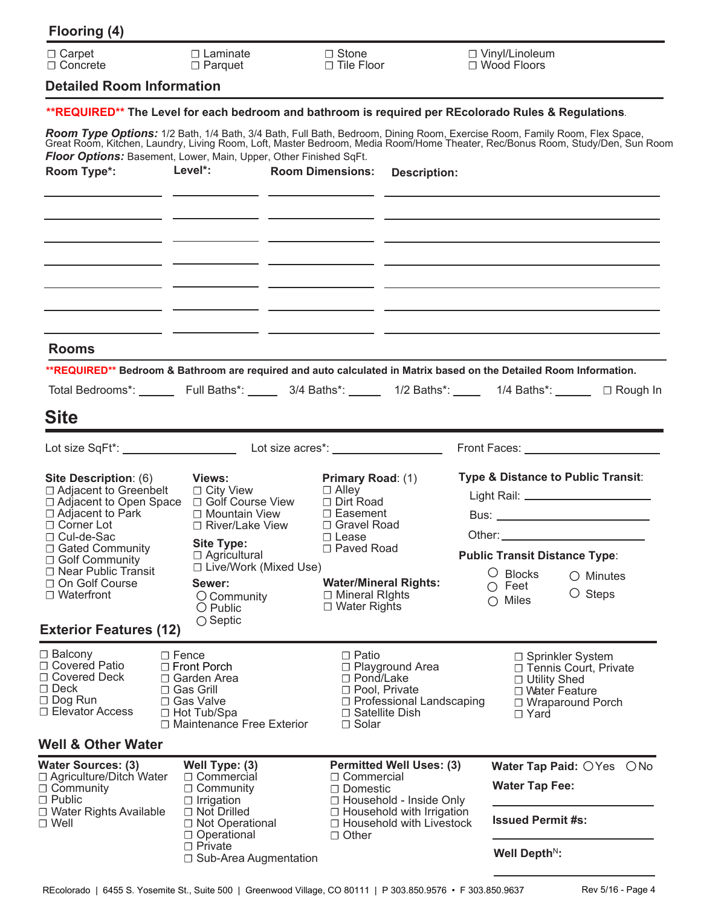## Flooring (4)

- ☐ Carpet
- ☐ Concrete
- ☐ Laminate
- ☐ Parquet
- ☐ Stone
- ☐ Tile Floor
- ☐ Vinyl/Linoleum
- ☐ Wood Floors

## Detailed Room Information

****REQUIRED**** **The Level for each bedroom and bathroom is required per REcolorado Rules & Regulations**.

***Room Type Options:*** 1/2 Bath, 1/4 Bath, 3/4 Bath, Full Bath, Bedroom, Dining Room, Exercise Room, Family Room, Flex Space, Great Room, Kitchen, Laundry, Living Room, Loft, Master Bedroom, Media Room/Home Theater, Rec/Bonus Room, Study/Den, Sun Room

***Floor Options:*** Basement, Lower, Main, Upper, Other Finished SqFt.

| Room Type*: | Level*: | Room Dimensions: | Description: |
|---|---|---|---|
| | | | |
| | | | |
| | | | |
| | | | |
| | | | |
| | | | |
| | | | |

## Rooms

****REQUIRED**** **Bedroom & Bathroom are required and auto calculated in Matrix based on the Detailed Room Information.**

Total Bedrooms*: ______ Full Baths*: ______ 3/4 Baths*: ______ 1/2 Baths*: ______ 1/4 Baths*: ______ ☐ Rough In

# Site

Lot size SqFt*: ______________ Lot size acres*: ______________ Front Faces: ______________

**Site Description**: (6)
- ☐ Adjacent to Greenbelt
- ☐ Adjacent to Open Space
- ☐ Adjacent to Park
- ☐ Corner Lot
- ☐ Cul-de-Sac
- ☐ Gated Community
- ☐ Golf Community
- ☐ Near Public Transit
- ☐ On Golf Course
- ☐ Waterfront

**Views:**
- ☐ City View
- ☐ Golf Course View
- ☐ Mountain View
- ☐ River/Lake View

**Site Type:**
- ☐ Agricultural
- ☐ Live/Work (Mixed Use)

**Sewer:**
- ○ Community
- ○ Public
- ○ Septic

**Primary Road**: (1)
- ☐ Alley
- ☐ Dirt Road
- ☐ Easement
- ☐ Gravel Road
- ☐ Lease
- ☐ Paved Road

**Water/Mineral Rights:**
- ☐ Mineral RIghts
- ☐ Water Rights

**Type & Distance to Public Transit**:

Light Rail: ______________

Bus: ______________

Other: ______________

**Public Transit Distance Type**:
- ○ Blocks
- ○ Feet
- ○ Miles
- ○ Minutes
- ○ Steps

## Exterior Features (12)

- ☐ Balcony
- ☐ Covered Patio
- ☐ Covered Deck
- ☐ Deck
- ☐ Dog Run
- ☐ Elevator Access
- ☐ Fence
- ☐ Front Porch
- ☐ Garden Area
- ☐ Gas Grill
- ☐ Gas Valve
- ☐ Hot Tub/Spa
- ☐ Maintenance Free Exterior
- ☐ Patio
- ☐ Playground Area
- ☐ Pond/Lake
- ☐ Pool, Private
- ☐ Professional Landscaping
- ☐ Satellite Dish
- ☐ Solar
- ☐ Sprinkler System
- ☐ Tennis Court, Private
- ☐ Utility Shed
- ☐ Water Feature
- ☐ Wraparound Porch
- ☐ Yard

## Well & Other Water

**Water Sources: (3)**
- ☐ Agriculture/Ditch Water
- ☐ Community
- ☐ Public
- ☐ Water Rights Available
- ☐ Well

**Well Type: (3)**
- ☐ Commercial
- ☐ Community
- ☐ Irrigation
- ☐ Not Drilled
- ☐ Not Operational
- ☐ Operational
- ☐ Private
- ☐ Sub-Area Augmentation

**Permitted Well Uses: (3)**
- ☐ Commercial
- ☐ Domestic
- ☐ Household - Inside Only
- ☐ Household with Irrigation
- ☐ Household with Livestock
- ☐ Other

**Water Tap Paid:** ○ Yes ○ No

**Water Tap Fee:** ______________

**Issued Permit #s:** ______________

**Well Depth[N]:** ______________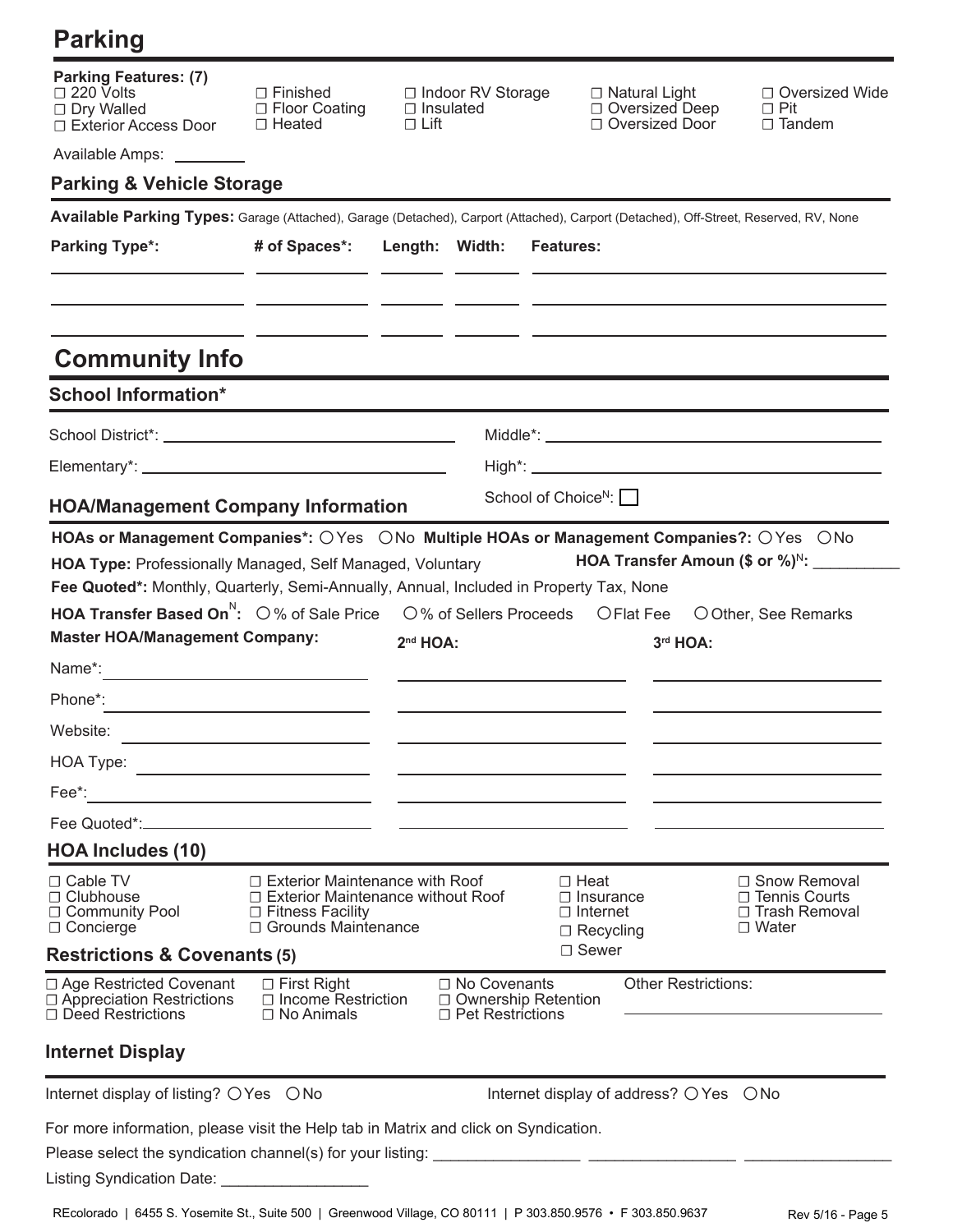# Parking

**Parking Features: (7)**

| | | | | |
|---|---|---|---|---|
| ☐ 220 Volts | ☐ Finished | ☐ Indoor RV Storage | ☐ Natural Light | ☐ Oversized Wide |
| ☐ Dry Walled | ☐ Floor Coating | ☐ Insulated | ☐ Oversized Deep | ☐ Pit |
| ☐ Exterior Access Door | ☐ Heated | ☐ Lift | ☐ Oversized Door | ☐ Tandem |

Available Amps: ________

## Parking & Vehicle Storage

**Available Parking Types:** Garage (Attached), Garage (Detached), Carport (Attached), Carport (Detached), Off-Street, Reserved, RV, None

| Parking Type*: | # of Spaces*: | Length: | Width: | Features: |
|---|---|---|---|---|
| | | | | |
| | | | | |
| | | | | |

# Community Info

## School Information*

School District*: ______________________ Middle*: ______________________

Elementary*: ______________________ High*: ______________________

School of Choice[N]: ☐

## HOA/Management Company Information

**HOAs or Management Companies*:** ○ Yes ○ No **Multiple HOAs or Management Companies?:** ○ Yes ○ No

**HOA Type:** Professionally Managed, Self Managed, Voluntary **HOA Transfer Amoun ($ or %)[N]:** __________

**Fee Quoted*:** Monthly, Quarterly, Semi-Annually, Annual, Included in Property Tax, None

**HOA Transfer Based On[N]:** ○ % of Sale Price ○ % of Sellers Proceeds ○ Flat Fee ○ Other, See Remarks

| **Master HOA/Management Company:** | **2nd HOA:** | **3rd HOA:** |
|---|---|---|
| Name*: | | |
| Phone*: | | |
| Website: | | |
| HOA Type: | | |
| Fee*: | | |
| Fee Quoted*: | | |

## HOA Includes (10)

| | | | |
|---|---|---|---|
| ☐ Cable TV | ☐ Exterior Maintenance with Roof | ☐ Heat | ☐ Snow Removal |
| ☐ Clubhouse | ☐ Exterior Maintenance without Roof | ☐ Insurance | ☐ Tennis Courts |
| ☐ Community Pool | ☐ Fitness Facility | ☐ Internet | ☐ Trash Removal |
| ☐ Concierge | ☐ Grounds Maintenance | ☐ Recycling | ☐ Water |
| | | ☐ Sewer | |

## Restrictions & Covenants (5)

| | | | |
|---|---|---|---|
| ☐ Age Restricted Covenant | ☐ First Right | ☐ No Covenants | Other Restrictions: |
| ☐ Appreciation Restrictions | ☐ Income Restriction | ☐ Ownership Retention | ______________________ |
| ☐ Deed Restrictions | ☐ No Animals | ☐ Pet Restrictions | |

## Internet Display

Internet display of listing? ○ Yes ○ No Internet display of address? ○ Yes ○ No

For more information, please visit the Help tab in Matrix and click on Syndication.

Please select the syndication channel(s) for your listing: ________________ ________________ ________________

Listing Syndication Date: ________________

REcolorado | 6455 S. Yosemite St., Suite 500 | Greenwood Village, CO 80111 | P 303.850.9576 • F 303.850.9637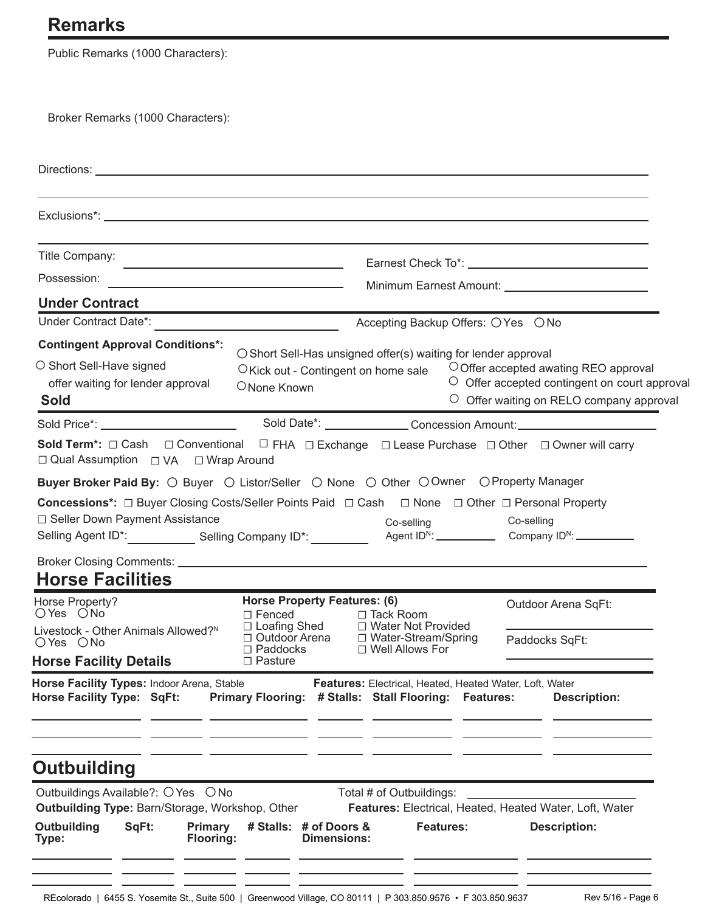## Remarks

Public Remarks (1000 Characters):

Broker Remarks (1000 Characters):

Directions: ______________________________________________

Exclusions*: ______________________________________________

Title Company: ____________________

Earnest Check To*: ____________________

Possession: ____________________

Minimum Earnest Amount: ____________________

### Under Contract

Under Contract Date*: ____________________

Accepting Backup Offers: ○ Yes ○ No

**Contingent Approval Conditions*:**

- ○ Short Sell-Have signed offer waiting for lender approval
- ○ Short Sell-Has unsigned offer(s) waiting for lender approval
- ○ Kick out - Contingent on home sale
- ○ None Known
- ○ Offer accepted awating REO approval
- ○ Offer accepted contingent on court approval
- ○ Offer waiting on RELO company approval

### Sold

Sold Price*: ____________________ Sold Date*: ____________ Concession Amount: ____________________

**Sold Term*:** ☐ Cash ☐ Conventional ☐ FHA ☐ Exchange ☐ Lease Purchase ☐ Other ☐ Owner will carry ☐ Qual Assumption ☐ VA ☐ Wrap Around

**Buyer Broker Paid By:** ○ Buyer ○ Listor/Seller ○ None ○ Other ○ Owner ○ Property Manager

**Concessions*:** ☐ Buyer Closing Costs/Seller Points Paid ☐ Cash ☐ None ☐ Other ☐ Personal Property ☐ Seller Down Payment Assistance

Selling Agent ID*: __________ Selling Company ID*: __________ Co-selling Agent ID[N]: __________ Co-selling Company ID[N]: __________

Broker Closing Comments: ______________________________________________

## Horse Facilities

Horse Property? ○ Yes ○ No

Livestock - Other Animals Allowed?[N] ○ Yes ○ No

**Horse Property Features: (6)**

- ☐ Fenced
- ☐ Loafing Shed
- ☐ Outdoor Arena
- ☐ Paddocks
- ☐ Pasture
- ☐ Tack Room
- ☐ Water Not Provided
- ☐ Water-Stream/Spring
- ☐ Well Allows For

Outdoor Arena SqFt: ____________________

Paddocks SqFt: ____________________

### Horse Facility Details

**Horse Facility Types:** Indoor Arena, Stable

**Features:** Electrical, Heated, Heated Water, Loft, Water

| Horse Facility Type: | SqFt: | Primary Flooring: | # Stalls: | Stall Flooring: | Features: | Description: |
|---|---|---|---|---|---|---|
| | | | | | | |
| | | | | | | |
| | | | | | | |

## Outbuilding

Outbuildings Available?: ○ Yes ○ No

Total # of Outbuildings: ____________________

**Outbuilding Type:** Barn/Storage, Workshop, Other

**Features:** Electrical, Heated, Heated Water, Loft, Water

| Outbuilding Type: | SqFt: | Primary Flooring: | # Stalls: | # of Doors & Dimensions: | Features: | Description: |
|---|---|---|---|---|---|---|
| | | | | | | |
| | | | | | | |

REcolorado | 6455 S. Yosemite St., Suite 500 | Greenwood Village, CO 80111 | P 303.850.9576 • F 303.850.9637

Rev 5/16